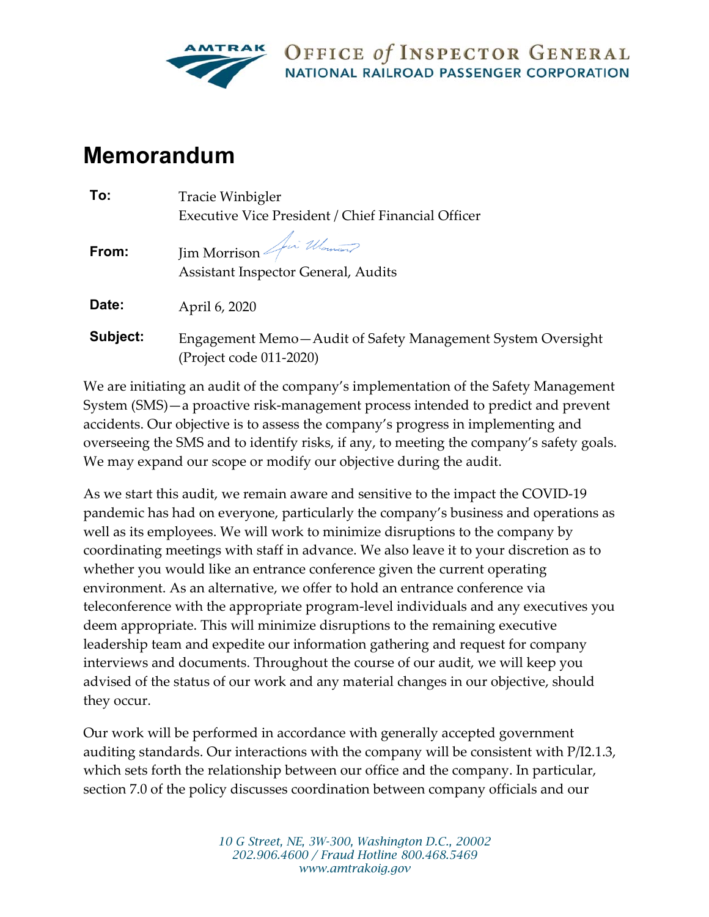AMTRAK OFFICE *of* INSPECTOR GENERAL
NATIONAL RAILROAD PASSENGER CORPORATION

# Memorandum

**To:** Tracie Winbigler
Executive Vice President / Chief Financial Officer

**From:** Jim Morrison
Assistant Inspector General, Audits

**Date:** April 6, 2020

**Subject:** Engagement Memo—Audit of Safety Management System Oversight (Project code 011-2020)

We are initiating an audit of the company's implementation of the Safety Management System (SMS)—a proactive risk-management process intended to predict and prevent accidents. Our objective is to assess the company's progress in implementing and overseeing the SMS and to identify risks, if any, to meeting the company's safety goals. We may expand our scope or modify our objective during the audit.

As we start this audit, we remain aware and sensitive to the impact the COVID-19 pandemic has had on everyone, particularly the company's business and operations as well as its employees. We will work to minimize disruptions to the company by coordinating meetings with staff in advance. We also leave it to your discretion as to whether you would like an entrance conference given the current operating environment. As an alternative, we offer to hold an entrance conference via teleconference with the appropriate program-level individuals and any executives you deem appropriate. This will minimize disruptions to the remaining executive leadership team and expedite our information gathering and request for company interviews and documents. Throughout the course of our audit, we will keep you advised of the status of our work and any material changes in our objective, should they occur.

Our work will be performed in accordance with generally accepted government auditing standards. Our interactions with the company will be consistent with P/I2.1.3, which sets forth the relationship between our office and the company. In particular, section 7.0 of the policy discusses coordination between company officials and our

*10 G Street, NE, 3W-300, Washington D.C., 20002*
*202.906.4600 / Fraud Hotline 800.468.5469*
*www.amtrakoig.gov*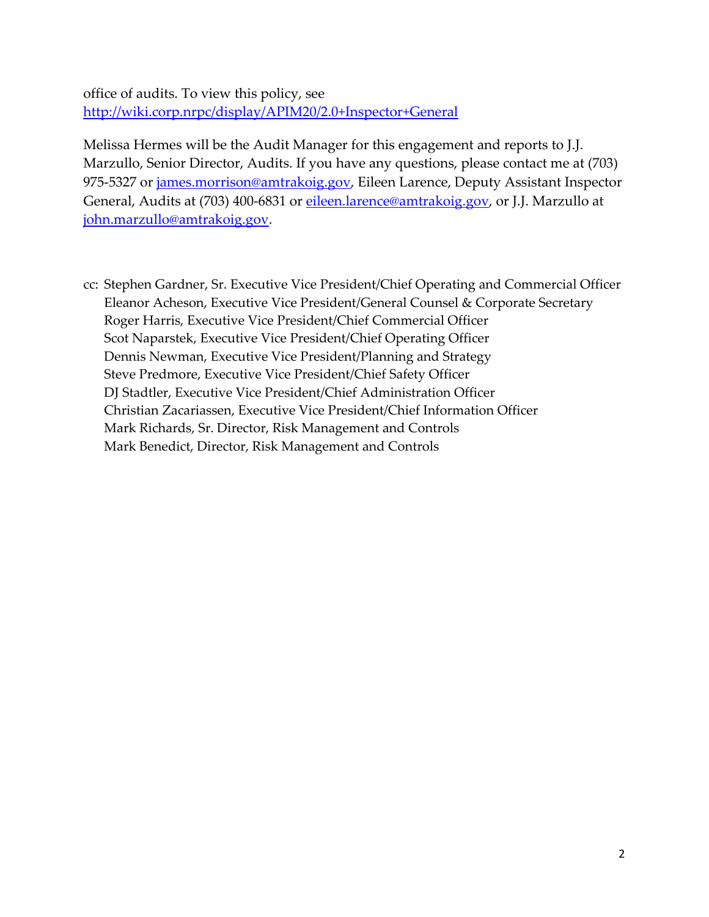office of audits. To view this policy, see http://wiki.corp.nrpc/display/APIM20/2.0+Inspector+General

Melissa Hermes will be the Audit Manager for this engagement and reports to J.J. Marzullo, Senior Director, Audits. If you have any questions, please contact me at (703) 975-5327 or james.morrison@amtrakoig.gov, Eileen Larence, Deputy Assistant Inspector General, Audits at (703) 400-6831 or eileen.larence@amtrakoig.gov, or J.J. Marzullo at john.marzullo@amtrakoig.gov.

cc: Stephen Gardner, Sr. Executive Vice President/Chief Operating and Commercial Officer
Eleanor Acheson, Executive Vice President/General Counsel & Corporate Secretary
Roger Harris, Executive Vice President/Chief Commercial Officer
Scot Naparstek, Executive Vice President/Chief Operating Officer
Dennis Newman, Executive Vice President/Planning and Strategy
Steve Predmore, Executive Vice President/Chief Safety Officer
DJ Stadtler, Executive Vice President/Chief Administration Officer
Christian Zacariassen, Executive Vice President/Chief Information Officer
Mark Richards, Sr. Director, Risk Management and Controls
Mark Benedict, Director, Risk Management and Controls